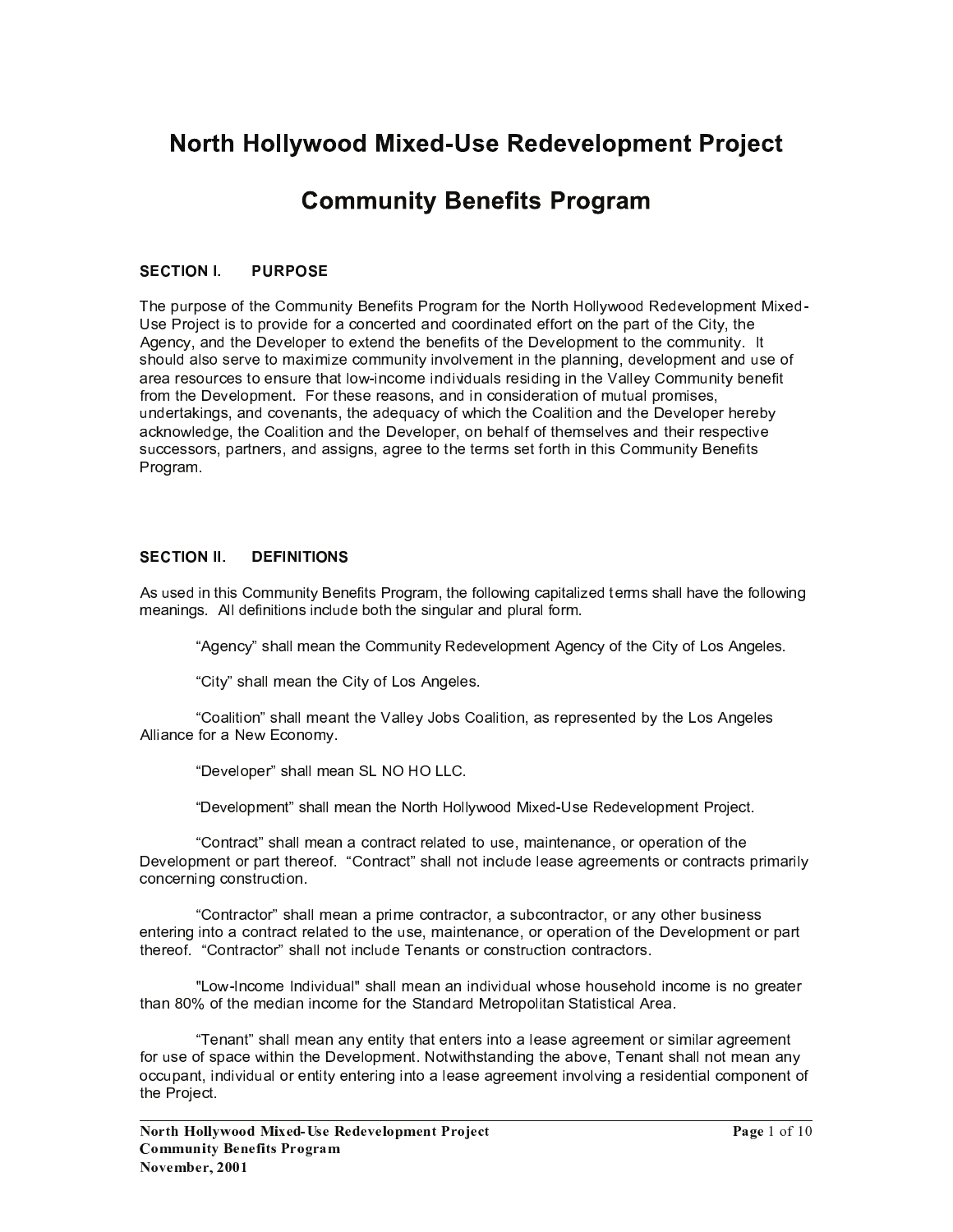# North Hollywood Mixed-Use Redevelopment Project

# Community Benefits Program

## SECTION I. PURPOSE

The purpose of the Community Benefits Program for the North Hollywood Redevelopment Mixed-Use Project is to provide for a concerted and coordinated effort on the part of the City, the Agency, and the Developer to extend the benefits of the Development to the community. It should also serve to maximize community involvement in the planning, development and use of area resources to ensure that low-income individuals residing in the Valley Community benefit from the Development. For these reasons, and in consideration of mutual promises, undertakings, and covenants, the adequacy of which the Coalition and the Developer hereby acknowledge, the Coalition and the Developer, on behalf of themselves and their respective successors, partners, and assigns, agree to the terms set forth in this Community Benefits Program.

## SECTION II. DEFINITIONS

As used in this Community Benefits Program, the following capitalized terms shall have the following meanings. All definitions include both the singular and plural form.

"Agency" shall mean the Community Redevelopment Agency of the City of Los Angeles.

"City" shall mean the City of Los Angeles.

"Coalition" shall meant the Valley Jobs Coalition, as represented by the Los Angeles Alliance for a New Economy.

"Developer" shall mean SL NO HO LLC.

"Development" shall mean the North Hollywood Mixed-Use Redevelopment Project.

"Contract" shall mean a contract related to use, maintenance, or operation of the Development or part thereof. "Contract" shall not include lease agreements or contracts primarily concerning construction.

"Contractor" shall mean a prime contractor, a subcontractor, or any other business entering into a contract related to the use, maintenance, or operation of the Development or part thereof. "Contractor" shall not include Tenants or construction contractors.

"Low-Income Individual" shall mean an individual whose household income is no greater than 80% of the median income for the Standard Metropolitan Statistical Area.

"Tenant" shall mean any entity that enters into a lease agreement or similar agreement for use of space within the Development. Notwithstanding the above, Tenant shall not mean any occupant, individual or entity entering into a lease agreement involving a residential component of the Project.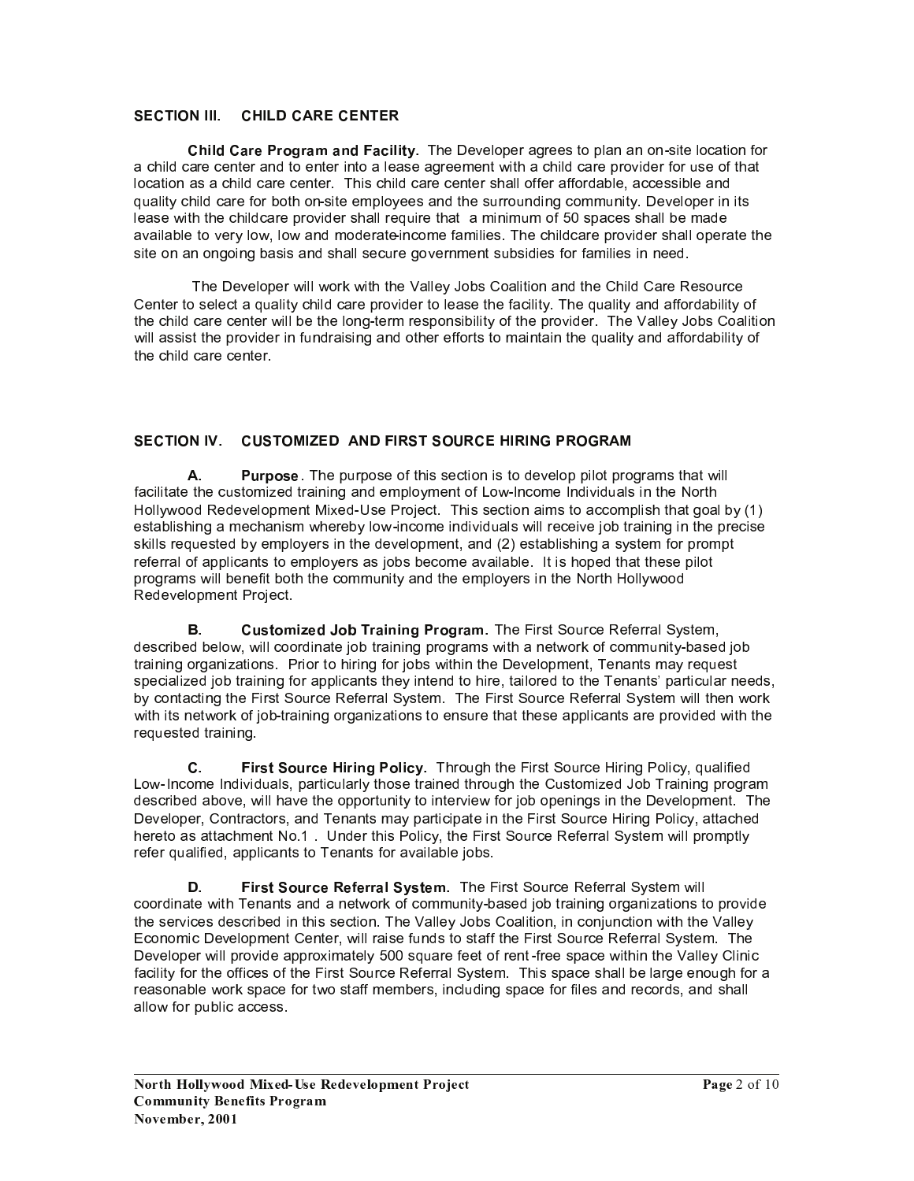## SECTION III. CHILD CARE CENTER

**Child Care Program and Facility.** The Developer agrees to plan an on-site location for a child care center and to enter into a lease agreement with a child care provider for use of that location as a child care center. This child care center shall offer affordable, accessible and quality child care for both on-site employees and the surrounding community. Developer in its lease with the childcare provider shall require that a minimum of 50 spaces shall be made available to very low, low and moderate-income families. The childcare provider shall operate the site on an ongoing basis and shall secure government subsidies for families in need.

The Developer will work with the Valley Jobs Coalition and the Child Care Resource Center to select a quality child care provider to lease the facility. The quality and affordability of the child care center will be the long-term responsibility of the provider. The Valley Jobs Coalition will assist the provider in fundraising and other efforts to maintain the quality and affordability of the child care center.

## SECTION IV. CUSTOMIZED AND FIRST SOURCE HIRING PROGRAM

**A. Purpose**. The purpose of this section is to develop pilot programs that will facilitate the customized training and employment of Low-Income Individuals in the North Hollywood Redevelopment Mixed-Use Project. This section aims to accomplish that goal by (1) establishing a mechanism whereby low-income individuals will receive job training in the precise skills requested by employers in the development, and (2) establishing a system for prompt referral of applicants to employers as jobs become available. It is hoped that these pilot programs will benefit both the community and the employers in the North Hollywood Redevelopment Project.

**B. Customized Job Training Program.** The First Source Referral System, described below, will coordinate job training programs with a network of community-based job training organizations. Prior to hiring for jobs within the Development, Tenants may request specialized job training for applicants they intend to hire, tailored to the Tenants' particular needs, by contacting the First Source Referral System. The First Source Referral System will then work with its network of job-training organizations to ensure that these applicants are provided with the requested training.

**C. First Source Hiring Policy**. Through the First Source Hiring Policy, qualified Low-Income Individuals, particularly those trained through the Customized Job Training program described above, will have the opportunity to interview for job openings in the Development. The Developer, Contractors, and Tenants may participate in the First Source Hiring Policy, attached hereto as attachment No.1 . Under this Policy, the First Source Referral System will promptly refer qualified, applicants to Tenants for available jobs.

**D. First Source Referral System.** The First Source Referral System will coordinate with Tenants and a network of community-based job training organizations to provide the services described in this section. The Valley Jobs Coalition, in conjunction with the Valley Economic Development Center, will raise funds to staff the First Source Referral System. The Developer will provide approximately 500 square feet of rent-free space within the Valley Clinic facility for the offices of the First Source Referral System. This space shall be large enough for a reasonable work space for two staff members, including space for files and records, and shall allow for public access.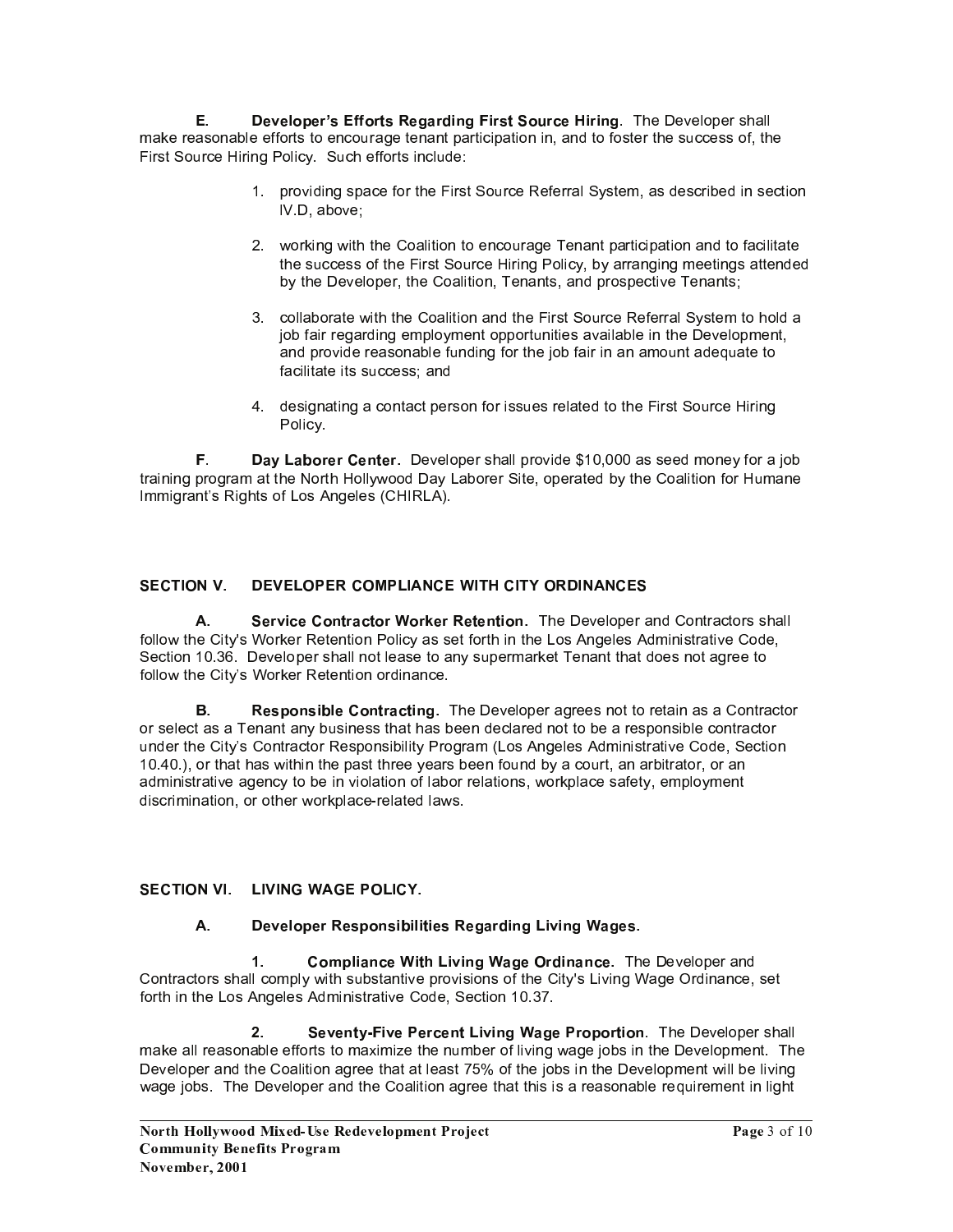**E. Developer's Efforts Regarding First Source Hiring**. The Developer shall make reasonable efforts to encourage tenant participation in, and to foster the success of, the First Source Hiring Policy. Such efforts include:

1. providing space for the First Source Referral System, as described in section IV.D, above;
2. working with the Coalition to encourage Tenant participation and to facilitate the success of the First Source Hiring Policy, by arranging meetings attended by the Developer, the Coalition, Tenants, and prospective Tenants;
3. collaborate with the Coalition and the First Source Referral System to hold a job fair regarding employment opportunities available in the Development, and provide reasonable funding for the job fair in an amount adequate to facilitate its success; and
4. designating a contact person for issues related to the First Source Hiring Policy.

**F. Day Laborer Center.** Developer shall provide $10,000 as seed money for a job training program at the North Hollywood Day Laborer Site, operated by the Coalition for Humane Immigrant's Rights of Los Angeles (CHIRLA).

## SECTION V. DEVELOPER COMPLIANCE WITH CITY ORDINANCES

**A. Service Contractor Worker Retention.** The Developer and Contractors shall follow the City's Worker Retention Policy as set forth in the Los Angeles Administrative Code, Section 10.36. Developer shall not lease to any supermarket Tenant that does not agree to follow the City's Worker Retention ordinance.

**B. Responsible Contracting.** The Developer agrees not to retain as a Contractor or select as a Tenant any business that has been declared not to be a responsible contractor under the City's Contractor Responsibility Program (Los Angeles Administrative Code, Section 10.40.), or that has within the past three years been found by a court, an arbitrator, or an administrative agency to be in violation of labor relations, workplace safety, employment discrimination, or other workplace-related laws.

## SECTION VI. LIVING WAGE POLICY.

### A. Developer Responsibilities Regarding Living Wages.

**1. Compliance With Living Wage Ordinance.** The Developer and Contractors shall comply with substantive provisions of the City's Living Wage Ordinance, set forth in the Los Angeles Administrative Code, Section 10.37.

**2. Seventy-Five Percent Living Wage Proportion**. The Developer shall make all reasonable efforts to maximize the number of living wage jobs in the Development. The Developer and the Coalition agree that at least 75% of the jobs in the Development will be living wage jobs. The Developer and the Coalition agree that this is a reasonable requirement in light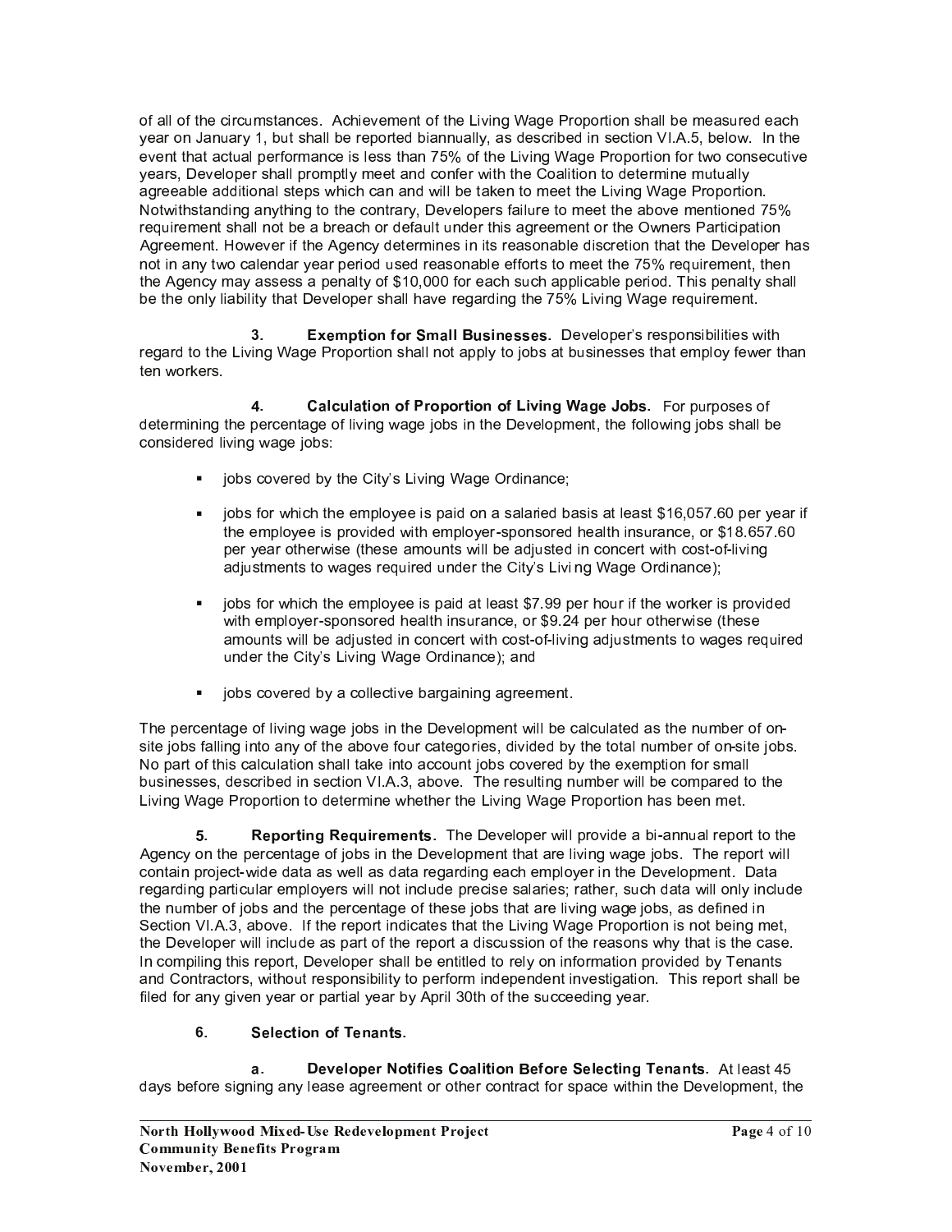of all of the circumstances. Achievement of the Living Wage Proportion shall be measured each year on January 1, but shall be reported biannually, as described in section VI.A.5, below. In the event that actual performance is less than 75% of the Living Wage Proportion for two consecutive years, Developer shall promptly meet and confer with the Coalition to determine mutually agreeable additional steps which can and will be taken to meet the Living Wage Proportion. Notwithstanding anything to the contrary, Developers failure to meet the above mentioned 75% requirement shall not be a breach or default under this agreement or the Owners Participation Agreement. However if the Agency determines in its reasonable discretion that the Developer has not in any two calendar year period used reasonable efforts to meet the 75% requirement, then the Agency may assess a penalty of $10,000 for each such applicable period. This penalty shall be the only liability that Developer shall have regarding the 75% Living Wage requirement.

**3. Exemption for Small Businesses.** Developer's responsibilities with regard to the Living Wage Proportion shall not apply to jobs at businesses that employ fewer than ten workers.

**4. Calculation of Proportion of Living Wage Jobs.** For purposes of determining the percentage of living wage jobs in the Development, the following jobs shall be considered living wage jobs:

- jobs covered by the City's Living Wage Ordinance;
- jobs for which the employee is paid on a salaried basis at least $16,057.60 per year if the employee is provided with employer-sponsored health insurance, or $18.657.60 per year otherwise (these amounts will be adjusted in concert with cost-of-living adjustments to wages required under the City's Livi ng Wage Ordinance);
- jobs for which the employee is paid at least $7.99 per hour if the worker is provided with employer-sponsored health insurance, or $9.24 per hour otherwise (these amounts will be adjusted in concert with cost-of-living adjustments to wages required under the City's Living Wage Ordinance); and
- jobs covered by a collective bargaining agreement.

The percentage of living wage jobs in the Development will be calculated as the number of on-site jobs falling into any of the above four categories, divided by the total number of on-site jobs. No part of this calculation shall take into account jobs covered by the exemption for small businesses, described in section VI.A.3, above. The resulting number will be compared to the Living Wage Proportion to determine whether the Living Wage Proportion has been met.

**5. Reporting Requirements.** The Developer will provide a bi-annual report to the Agency on the percentage of jobs in the Development that are living wage jobs. The report will contain project-wide data as well as data regarding each employer in the Development. Data regarding particular employers will not include precise salaries; rather, such data will only include the number of jobs and the percentage of these jobs that are living wage jobs, as defined in Section VI.A.3, above. If the report indicates that the Living Wage Proportion is not being met, the Developer will include as part of the report a discussion of the reasons why that is the case. In compiling this report, Developer shall be entitled to rely on information provided by Tenants and Contractors, without responsibility to perform independent investigation. This report shall be filed for any given year or partial year by April 30th of the succeeding year.

**6. Selection of Tenants.**

**a. Developer Notifies Coalition Before Selecting Tenants.** At least 45 days before signing any lease agreement or other contract for space within the Development, the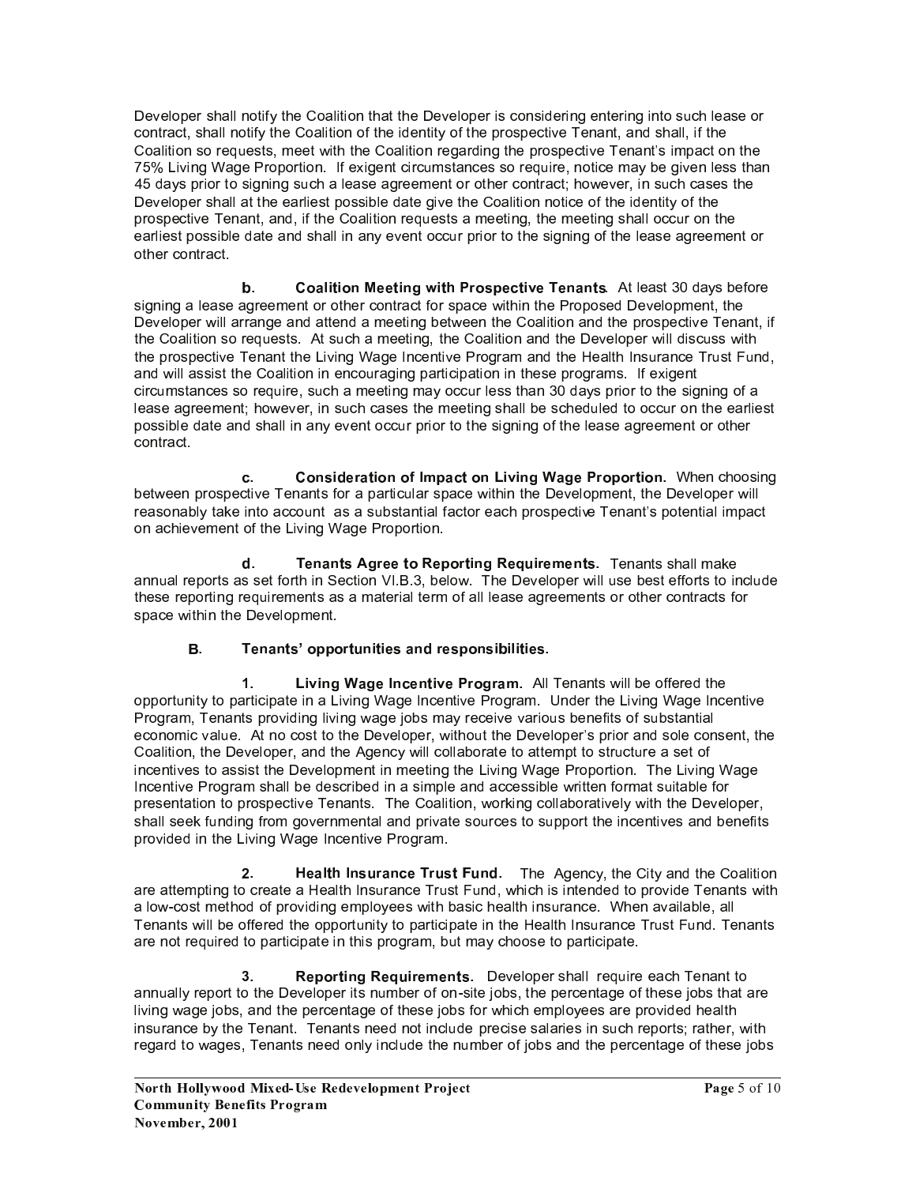Developer shall notify the Coalition that the Developer is considering entering into such lease or contract, shall notify the Coalition of the identity of the prospective Tenant, and shall, if the Coalition so requests, meet with the Coalition regarding the prospective Tenant's impact on the 75% Living Wage Proportion. If exigent circumstances so require, notice may be given less than 45 days prior to signing such a lease agreement or other contract; however, in such cases the Developer shall at the earliest possible date give the Coalition notice of the identity of the prospective Tenant, and, if the Coalition requests a meeting, the meeting shall occur on the earliest possible date and shall in any event occur prior to the signing of the lease agreement or other contract.

**b. Coalition Meeting with Prospective Tenants**. At least 30 days before signing a lease agreement or other contract for space within the Proposed Development, the Developer will arrange and attend a meeting between the Coalition and the prospective Tenant, if the Coalition so requests. At such a meeting, the Coalition and the Developer will discuss with the prospective Tenant the Living Wage Incentive Program and the Health Insurance Trust Fund, and will assist the Coalition in encouraging participation in these programs. If exigent circumstances so require, such a meeting may occur less than 30 days prior to the signing of a lease agreement; however, in such cases the meeting shall be scheduled to occur on the earliest possible date and shall in any event occur prior to the signing of the lease agreement or other contract.

**c. Consideration of Impact on Living Wage Proportion.** When choosing between prospective Tenants for a particular space within the Development, the Developer will reasonably take into account as a substantial factor each prospective Tenant's potential impact on achievement of the Living Wage Proportion.

**d. Tenants Agree to Reporting Requirements.** Tenants shall make annual reports as set forth in Section VI.B.3, below. The Developer will use best efforts to include these reporting requirements as a material term of all lease agreements or other contracts for space within the Development.

### B. Tenants' opportunities and responsibilities.

**1. Living Wage Incentive Program.** All Tenants will be offered the opportunity to participate in a Living Wage Incentive Program. Under the Living Wage Incentive Program, Tenants providing living wage jobs may receive various benefits of substantial economic value. At no cost to the Developer, without the Developer's prior and sole consent, the Coalition, the Developer, and the Agency will collaborate to attempt to structure a set of incentives to assist the Development in meeting the Living Wage Proportion. The Living Wage Incentive Program shall be described in a simple and accessible written format suitable for presentation to prospective Tenants. The Coalition, working collaboratively with the Developer, shall seek funding from governmental and private sources to support the incentives and benefits provided in the Living Wage Incentive Program.

**2. Health Insurance Trust Fund.** The Agency, the City and the Coalition are attempting to create a Health Insurance Trust Fund, which is intended to provide Tenants with a low-cost method of providing employees with basic health insurance. When available, all Tenants will be offered the opportunity to participate in the Health Insurance Trust Fund. Tenants are not required to participate in this program, but may choose to participate.

**3. Reporting Requirements.** Developer shall require each Tenant to annually report to the Developer its number of on-site jobs, the percentage of these jobs that are living wage jobs, and the percentage of these jobs for which employees are provided health insurance by the Tenant. Tenants need not include precise salaries in such reports; rather, with regard to wages, Tenants need only include the number of jobs and the percentage of these jobs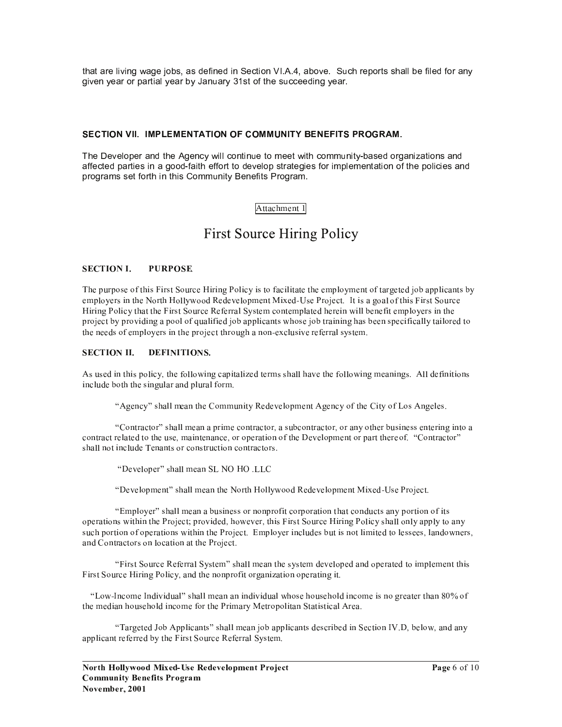that are living wage jobs, as defined in Section VI.A.4, above. Such reports shall be filed for any given year or partial year by January 31st of the succeeding year.

### SECTION VII. IMPLEMENTATION OF COMMUNITY BENEFITS PROGRAM.

The Developer and the Agency will continue to meet with community-based organizations and affected parties in a good-faith effort to develop strategies for implementation of the policies and programs set forth in this Community Benefits Program.

Attachment 1

# First Source Hiring Policy

### SECTION I. PURPOSE

The purpose of this First Source Hiring Policy is to facilitate the employment of targeted job applicants by employers in the North Hollywood Redevelopment Mixed-Use Project. It is a goal of this First Source Hiring Policy that the First Source Referral System contemplated herein will benefit employers in the project by providing a pool of qualified job applicants whose job training has been specifically tailored to the needs of employers in the project through a non-exclusive referral system.

### SECTION II. DEFINITIONS.

As used in this policy, the following capitalized terms shall have the following meanings. All definitions include both the singular and plural form.

"Agency" shall mean the Community Redevelopment Agency of the City of Los Angeles.

"Contractor" shall mean a prime contractor, a subcontractor, or any other business entering into a contract related to the use, maintenance, or operation of the Development or part thereof. "Contractor" shall not include Tenants or construction contractors.

"Developer" shall mean SL NO HO .LLC

"Development" shall mean the North Hollywood Redevelopment Mixed-Use Project.

"Employer" shall mean a business or nonprofit corporation that conducts any portion of its operations within the Project; provided, however, this First Source Hiring Policy shall only apply to any such portion of operations within the Project. Employer includes but is not limited to lessees, landowners, and Contractors on location at the Project.

"First Source Referral System" shall mean the system developed and operated to implement this First Source Hiring Policy, and the nonprofit organization operating it.

"Low-Income Individual" shall mean an individual whose household income is no greater than 80% of the median household income for the Primary Metropolitan Statistical Area.

"Targeted Job Applicants" shall mean job applicants described in Section IV.D, below, and any applicant referred by the First Source Referral System.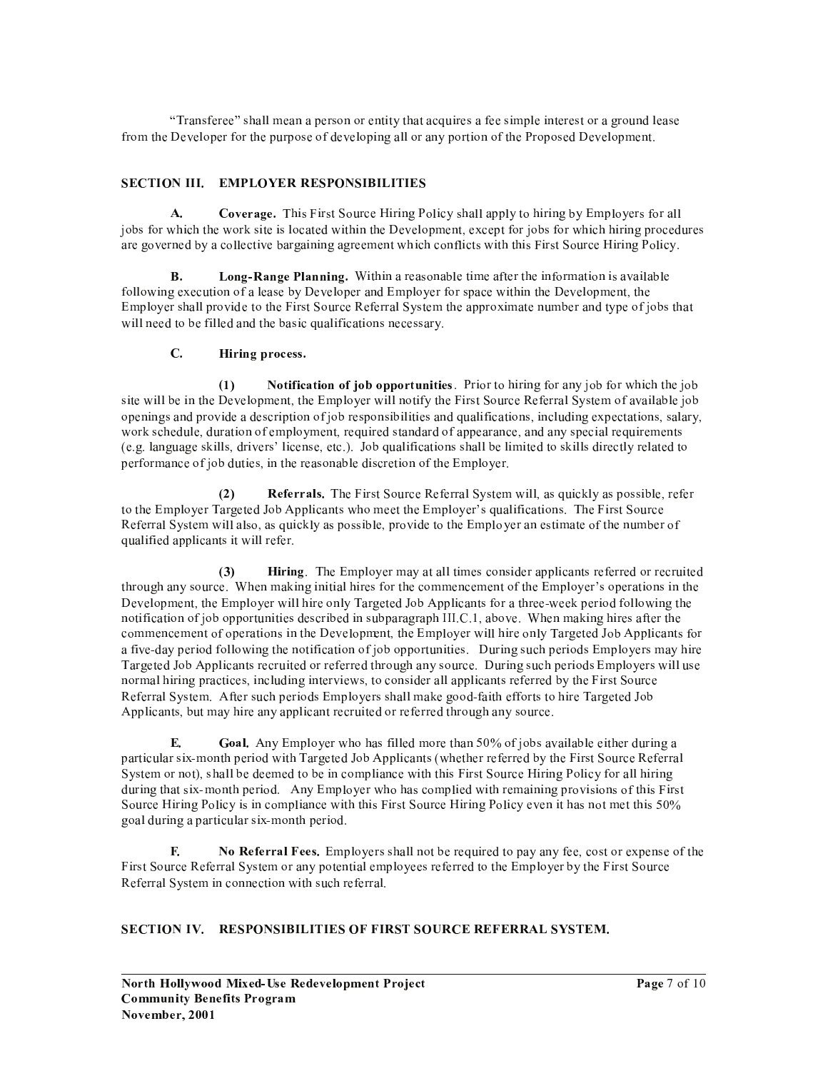"Transferee" shall mean a person or entity that acquires a fee simple interest or a ground lease from the Developer for the purpose of developing all or any portion of the Proposed Development.

## SECTION III. EMPLOYER RESPONSIBILITIES

**A. Coverage.** This First Source Hiring Policy shall apply to hiring by Employers for all jobs for which the work site is located within the Development, except for jobs for which hiring procedures are governed by a collective bargaining agreement which conflicts with this First Source Hiring Policy.

**B. Long-Range Planning.** Within a reasonable time after the information is available following execution of a lease by Developer and Employer for space within the Development, the Employer shall provide to the First Source Referral System the approximate number and type of jobs that will need to be filled and the basic qualifications necessary.

**C. Hiring process.**

**(1) Notification of job opportunities**. Prior to hiring for any job for which the job site will be in the Development, the Employer will notify the First Source Referral System of available job openings and provide a description of job responsibilities and qualifications, including expectations, salary, work schedule, duration of employment, required standard of appearance, and any special requirements (e.g. language skills, drivers' license, etc.). Job qualifications shall be limited to skills directly related to performance of job duties, in the reasonable discretion of the Employer.

**(2) Referrals.** The First Source Referral System will, as quickly as possible, refer to the Employer Targeted Job Applicants who meet the Employer's qualifications. The First Source Referral System will also, as quickly as possible, provide to the Employer an estimate of the number of qualified applicants it will refer.

**(3) Hiring**. The Employer may at all times consider applicants referred or recruited through any source. When making initial hires for the commencement of the Employer's operations in the Development, the Employer will hire only Targeted Job Applicants for a three-week period following the notification of job opportunities described in subparagraph III.C.1, above. When making hires after the commencement of operations in the Development, the Employer will hire only Targeted Job Applicants for a five-day period following the notification of job opportunities. During such periods Employers may hire Targeted Job Applicants recruited or referred through any source. During such periods Employers will use normal hiring practices, including interviews, to consider all applicants referred by the First Source Referral System. After such periods Employers shall make good-faith efforts to hire Targeted Job Applicants, but may hire any applicant recruited or referred through any source.

**E. Goal.** Any Employer who has filled more than 50% of jobs available either during a particular six-month period with Targeted Job Applicants (whether referred by the First Source Referral System or not), shall be deemed to be in compliance with this First Source Hiring Policy for all hiring during that six-month period. Any Employer who has complied with remaining provisions of this First Source Hiring Policy is in compliance with this First Source Hiring Policy even it has not met this 50% goal during a particular six-month period.

**F. No Referral Fees.** Employers shall not be required to pay any fee, cost or expense of the First Source Referral System or any potential employees referred to the Employer by the First Source Referral System in connection with such referral.

## SECTION IV. RESPONSIBILITIES OF FIRST SOURCE REFERRAL SYSTEM.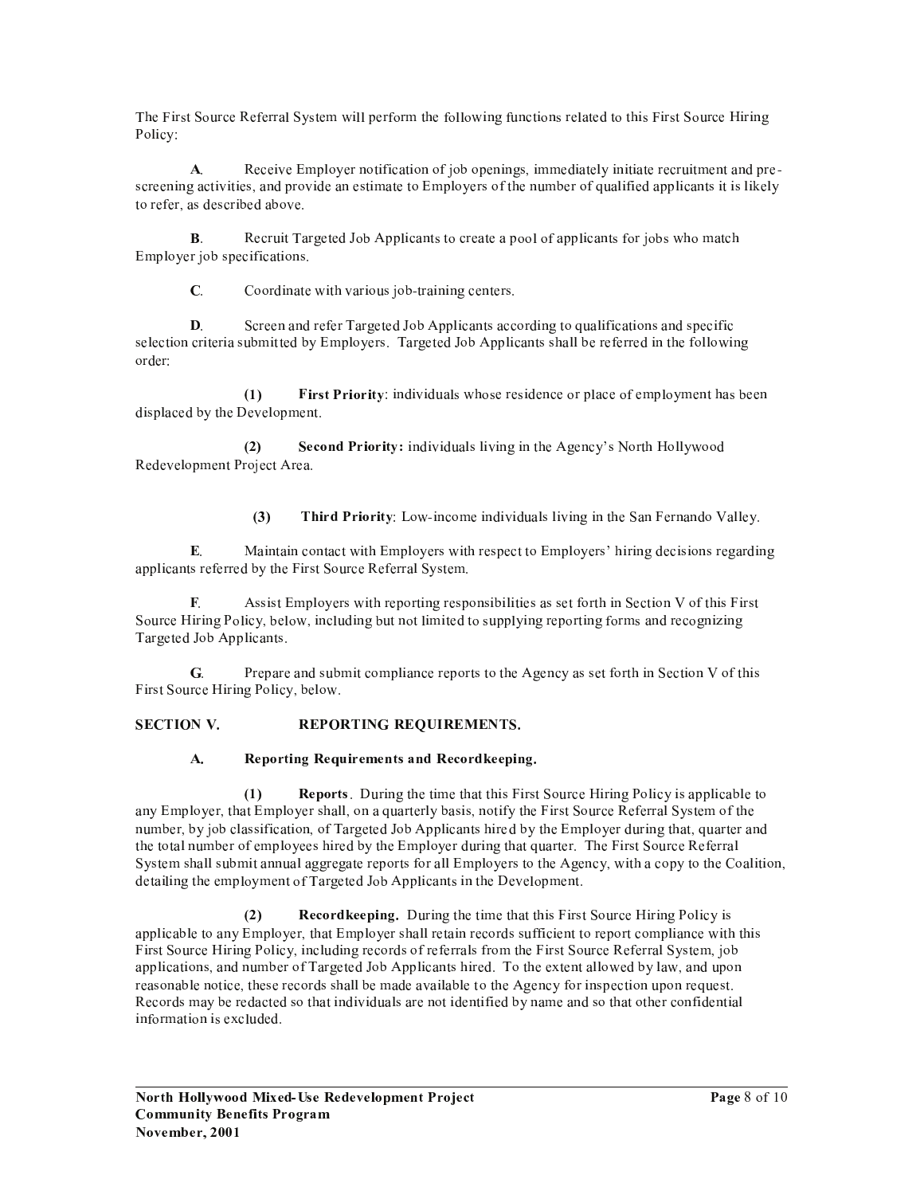The First Source Referral System will perform the following functions related to this First Source Hiring Policy:

**A.** Receive Employer notification of job openings, immediately initiate recruitment and pre-screening activities, and provide an estimate to Employers of the number of qualified applicants it is likely to refer, as described above.

**B.** Recruit Targeted Job Applicants to create a pool of applicants for jobs who match Employer job specifications.

**C.** Coordinate with various job-training centers.

**D.** Screen and refer Targeted Job Applicants according to qualifications and specific selection criteria submitted by Employers. Targeted Job Applicants shall be referred in the following order:

**(1) First Priority**: individuals whose residence or place of employment has been displaced by the Development.

**(2) Second Priority:** individuals living in the Agency's North Hollywood Redevelopment Project Area.

**(3) Third Priority**: Low-income individuals living in the San Fernando Valley.

**E.** Maintain contact with Employers with respect to Employers' hiring decisions regarding applicants referred by the First Source Referral System.

**F.** Assist Employers with reporting responsibilities as set forth in Section V of this First Source Hiring Policy, below, including but not limited to supplying reporting forms and recognizing Targeted Job Applicants.

**G.** Prepare and submit compliance reports to the Agency as set forth in Section V of this First Source Hiring Policy, below.

## SECTION V. REPORTING REQUIREMENTS.

### A. Reporting Requirements and Recordkeeping.

**(1) Reports**. During the time that this First Source Hiring Policy is applicable to any Employer, that Employer shall, on a quarterly basis, notify the First Source Referral System of the number, by job classification, of Targeted Job Applicants hired by the Employer during that, quarter and the total number of employees hired by the Employer during that quarter. The First Source Referral System shall submit annual aggregate reports for all Employers to the Agency, with a copy to the Coalition, detailing the employment of Targeted Job Applicants in the Development.

**(2) Recordkeeping.** During the time that this First Source Hiring Policy is applicable to any Employer, that Employer shall retain records sufficient to report compliance with this First Source Hiring Policy, including records of referrals from the First Source Referral System, job applications, and number of Targeted Job Applicants hired. To the extent allowed by law, and upon reasonable notice, these records shall be made available to the Agency for inspection upon request. Records may be redacted so that individuals are not identified by name and so that other confidential information is excluded.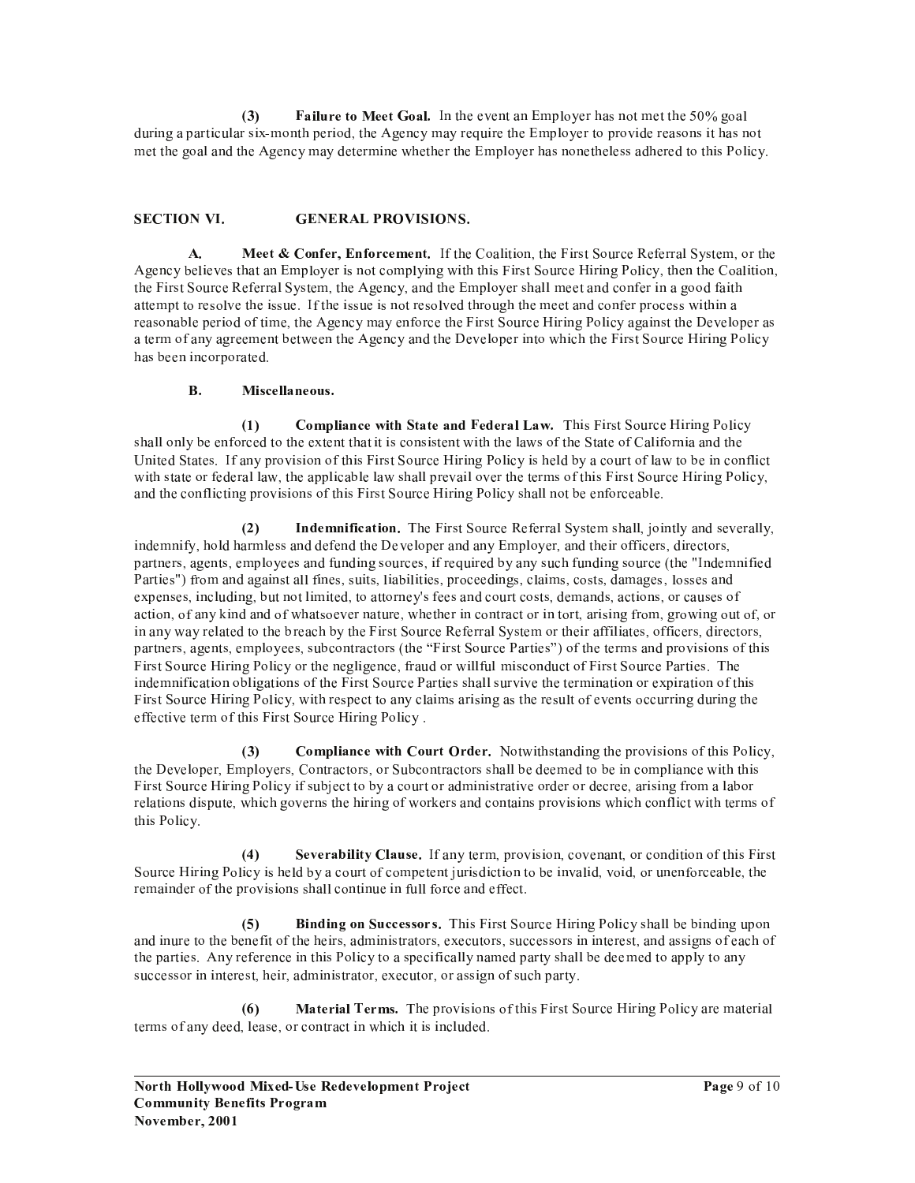**(3) Failure to Meet Goal.** In the event an Employer has not met the 50% goal during a particular six-month period, the Agency may require the Employer to provide reasons it has not met the goal and the Agency may determine whether the Employer has nonetheless adhered to this Policy.

## SECTION VI. GENERAL PROVISIONS.

**A. Meet & Confer, Enforcement.** If the Coalition, the First Source Referral System, or the Agency believes that an Employer is not complying with this First Source Hiring Policy, then the Coalition, the First Source Referral System, the Agency, and the Employer shall meet and confer in a good faith attempt to resolve the issue. If the issue is not resolved through the meet and confer process within a reasonable period of time, the Agency may enforce the First Source Hiring Policy against the Developer as a term of any agreement between the Agency and the Developer into which the First Source Hiring Policy has been incorporated.

**B. Miscellaneous.**

**(1) Compliance with State and Federal Law.** This First Source Hiring Policy shall only be enforced to the extent that it is consistent with the laws of the State of California and the United States. If any provision of this First Source Hiring Policy is held by a court of law to be in conflict with state or federal law, the applicable law shall prevail over the terms of this First Source Hiring Policy, and the conflicting provisions of this First Source Hiring Policy shall not be enforceable.

**(2) Indemnification.** The First Source Referral System shall, jointly and severally, indemnify, hold harmless and defend the Developer and any Employer, and their officers, directors, partners, agents, employees and funding sources, if required by any such funding source (the "Indemnified Parties") from and against all fines, suits, liabilities, proceedings, claims, costs, damages, losses and expenses, including, but not limited, to attorney's fees and court costs, demands, actions, or causes of action, of any kind and of whatsoever nature, whether in contract or in tort, arising from, growing out of, or in any way related to the breach by the First Source Referral System or their affiliates, officers, directors, partners, agents, employees, subcontractors (the "First Source Parties") of the terms and provisions of this First Source Hiring Policy or the negligence, fraud or willful misconduct of First Source Parties. The indemnification obligations of the First Source Parties shall survive the termination or expiration of this First Source Hiring Policy, with respect to any claims arising as the result of events occurring during the effective term of this First Source Hiring Policy .

**(3) Compliance with Court Order.** Notwithstanding the provisions of this Policy, the Developer, Employers, Contractors, or Subcontractors shall be deemed to be in compliance with this First Source Hiring Policy if subject to by a court or administrative order or decree, arising from a labor relations dispute, which governs the hiring of workers and contains provisions which conflict with terms of this Policy.

**(4) Severability Clause.** If any term, provision, covenant, or condition of this First Source Hiring Policy is held by a court of competent jurisdiction to be invalid, void, or unenforceable, the remainder of the provisions shall continue in full force and effect.

**(5) Binding on Successors.** This First Source Hiring Policy shall be binding upon and inure to the benefit of the heirs, administrators, executors, successors in interest, and assigns of each of the parties. Any reference in this Policy to a specifically named party shall be deemed to apply to any successor in interest, heir, administrator, executor, or assign of such party.

**(6) Material Terms.** The provisions of this First Source Hiring Policy are material terms of any deed, lease, or contract in which it is included.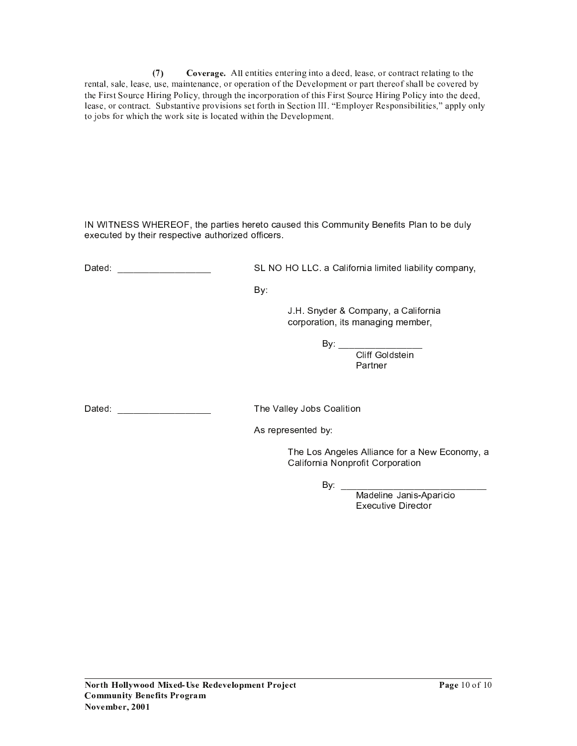**(7) Coverage.** All entities entering into a deed, lease, or contract relating to the rental, sale, lease, use, maintenance, or operation of the Development or part thereof shall be covered by the First Source Hiring Policy, through the incorporation of this First Source Hiring Policy into the deed, lease, or contract. Substantive provisions set forth in Section III. "Employer Responsibilities," apply only to jobs for which the work site is located within the Development.

IN WITNESS WHEREOF, the parties hereto caused this Community Benefits Plan to be duly executed by their respective authorized officers.

Dated: ________________

SL NO HO LLC. a California limited liability company,

By:

J.H. Snyder & Company, a California corporation, its managing member,

By: ________________
Cliff Goldstein
Partner

Dated: ________________

The Valley Jobs Coalition

As represented by:

The Los Angeles Alliance for a New Economy, a California Nonprofit Corporation

By: ____________________________
Madeline Janis-Aparicio
Executive Director

**North Hollywood Mixed-Use Redevelopment Project**
**Community Benefits Program**
**November, 2001**